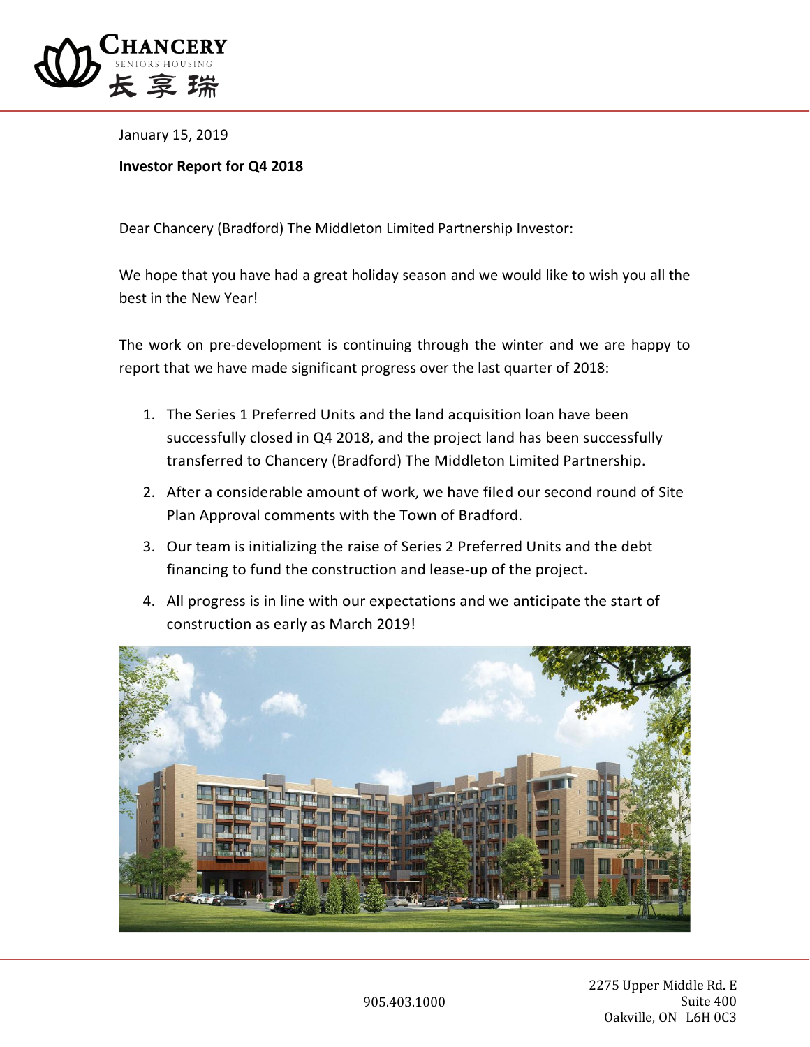January 15, 2019

**Investor Report for Q4 2018**

Dear Chancery (Bradford) The Middleton Limited Partnership Investor:

We hope that you have had a great holiday season and we would like to wish you all the best in the New Year!

The work on pre-development is continuing through the winter and we are happy to report that we have made significant progress over the last quarter of 2018:

1. The Series 1 Preferred Units and the land acquisition loan have been successfully closed in Q4 2018, and the project land has been successfully transferred to Chancery (Bradford) The Middleton Limited Partnership.
2. After a considerable amount of work, we have filed our second round of Site Plan Approval comments with the Town of Bradford.
3. Our team is initializing the raise of Series 2 Preferred Units and the debt financing to fund the construction and lease-up of the project.
4. All progress is in line with our expectations and we anticipate the start of construction as early as March 2019!

905.403.1000

2275 Upper Middle Rd. E
Suite 400
Oakville, ON L6H 0C3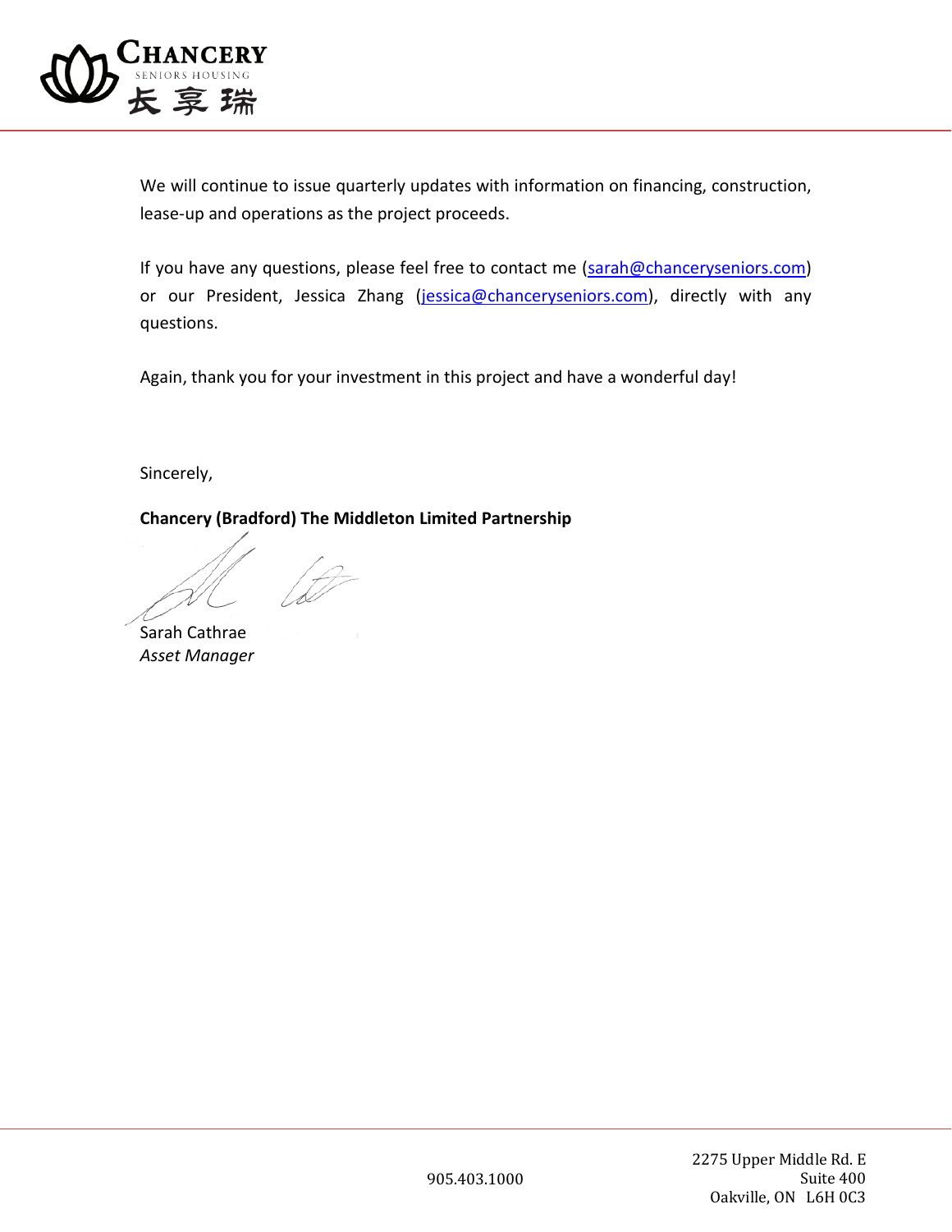We will continue to issue quarterly updates with information on financing, construction, lease-up and operations as the project proceeds.

If you have any questions, please feel free to contact me (sarah@chanceryseniors.com) or our President, Jessica Zhang (jessica@chanceryseniors.com), directly with any questions.

Again, thank you for your investment in this project and have a wonderful day!

Sincerely,

**Chancery (Bradford) The Middleton Limited Partnership**

Sarah Cathrae
*Asset Manager*

905.403.1000

2275 Upper Middle Rd. E
Suite 400
Oakville, ON L6H 0C3